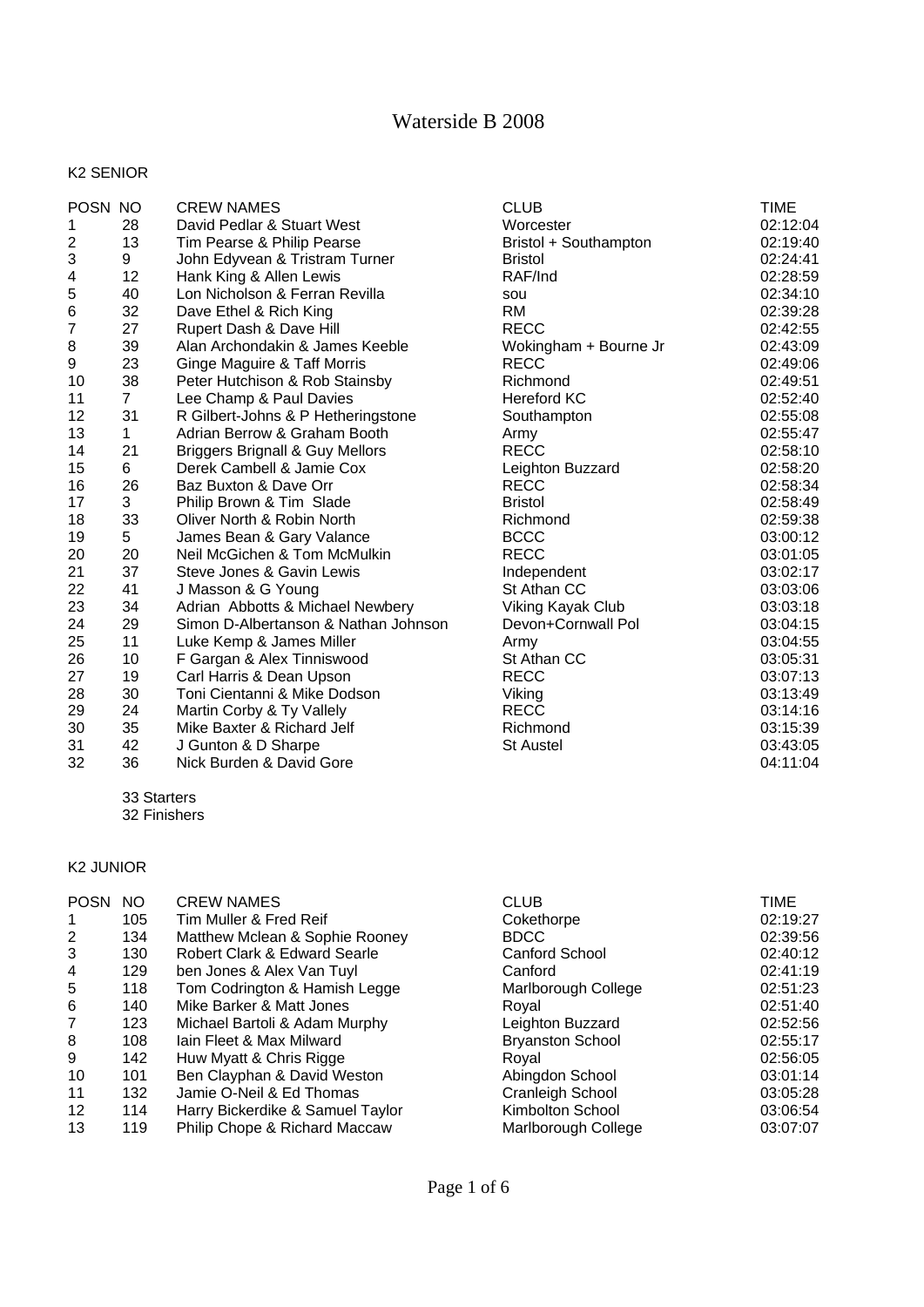# Waterside B 2008

## K2 SENIOR

| POSN | NO | CREW NAMES | CLUB | TIME |
|---|---|---|---|---|
| 1 | 28 | David Pedlar & Stuart West | Worcester | 02:12:04 |
| 2 | 13 | Tim Pearse & Philip Pearse | Bristol + Southampton | 02:19:40 |
| 3 | 9 | John Edyvean & Tristram Turner | Bristol | 02:24:41 |
| 4 | 12 | Hank King & Allen Lewis | RAF/Ind | 02:28:59 |
| 5 | 40 | Lon Nicholson & Ferran Revilla | sou | 02:34:10 |
| 6 | 32 | Dave Ethel & Rich King | RM | 02:39:28 |
| 7 | 27 | Rupert Dash & Dave Hill | RECC | 02:42:55 |
| 8 | 39 | Alan Archondakin & James Keeble | Wokingham + Bourne Jr | 02:43:09 |
| 9 | 23 | Ginge Maguire & Taff Morris | RECC | 02:49:06 |
| 10 | 38 | Peter Hutchison & Rob Stainsby | Richmond | 02:49:51 |
| 11 | 7 | Lee Champ & Paul Davies | Hereford KC | 02:52:40 |
| 12 | 31 | R Gilbert-Johns & P Hetheringstone | Southampton | 02:55:08 |
| 13 | 1 | Adrian Berrow & Graham Booth | Army | 02:55:47 |
| 14 | 21 | Briggers Brignall & Guy Mellors | RECC | 02:58:10 |
| 15 | 6 | Derek Cambell & Jamie Cox | Leighton Buzzard | 02:58:20 |
| 16 | 26 | Baz Buxton & Dave Orr | RECC | 02:58:34 |
| 17 | 3 | Philip Brown & Tim Slade | Bristol | 02:58:49 |
| 18 | 33 | Oliver North & Robin North | Richmond | 02:59:38 |
| 19 | 5 | James Bean & Gary Valance | BCCC | 03:00:12 |
| 20 | 20 | Neil McGichen & Tom McMulkin | RECC | 03:01:05 |
| 21 | 37 | Steve Jones & Gavin Lewis | Independent | 03:02:17 |
| 22 | 41 | J Masson & G Young | St Athan CC | 03:03:06 |
| 23 | 34 | Adrian Abbotts & Michael Newbery | Viking Kayak Club | 03:03:18 |
| 24 | 29 | Simon D-Albertanson & Nathan Johnson | Devon+Cornwall Pol | 03:04:15 |
| 25 | 11 | Luke Kemp & James Miller | Army | 03:04:55 |
| 26 | 10 | F Gargan & Alex Tinniswood | St Athan CC | 03:05:31 |
| 27 | 19 | Carl Harris & Dean Upson | RECC | 03:07:13 |
| 28 | 30 | Toni Cientanni & Mike Dodson | Viking | 03:13:49 |
| 29 | 24 | Martin Corby & Ty Vallely | RECC | 03:14:16 |
| 30 | 35 | Mike Baxter & Richard Jelf | Richmond | 03:15:39 |
| 31 | 42 | J Gunton & D Sharpe | St Austel | 03:43:05 |
| 32 | 36 | Nick Burden & David Gore | | 04:11:04 |

33 Starters
32 Finishers

## K2 JUNIOR

| POSN | NO | CREW NAMES | CLUB | TIME |
|---|---|---|---|---|
| 1 | 105 | Tim Muller & Fred Reif | Cokethorpe | 02:19:27 |
| 2 | 134 | Matthew Mclean & Sophie Rooney | BDCC | 02:39:56 |
| 3 | 130 | Robert Clark & Edward Searle | Canford School | 02:40:12 |
| 4 | 129 | ben Jones & Alex Van Tuyl | Canford | 02:41:19 |
| 5 | 118 | Tom Codrington & Hamish Legge | Marlborough College | 02:51:23 |
| 6 | 140 | Mike Barker & Matt Jones | Royal | 02:51:40 |
| 7 | 123 | Michael Bartoli & Adam Murphy | Leighton Buzzard | 02:52:56 |
| 8 | 108 | Iain Fleet & Max Milward | Bryanston School | 02:55:17 |
| 9 | 142 | Huw Myatt & Chris Rigge | Royal | 02:56:05 |
| 10 | 101 | Ben Clayphan & David Weston | Abingdon School | 03:01:14 |
| 11 | 132 | Jamie O-Neil & Ed Thomas | Cranleigh School | 03:05:28 |
| 12 | 114 | Harry Bickerdike & Samuel Taylor | Kimbolton School | 03:06:54 |
| 13 | 119 | Philip Chope & Richard Maccaw | Marlborough College | 03:07:07 |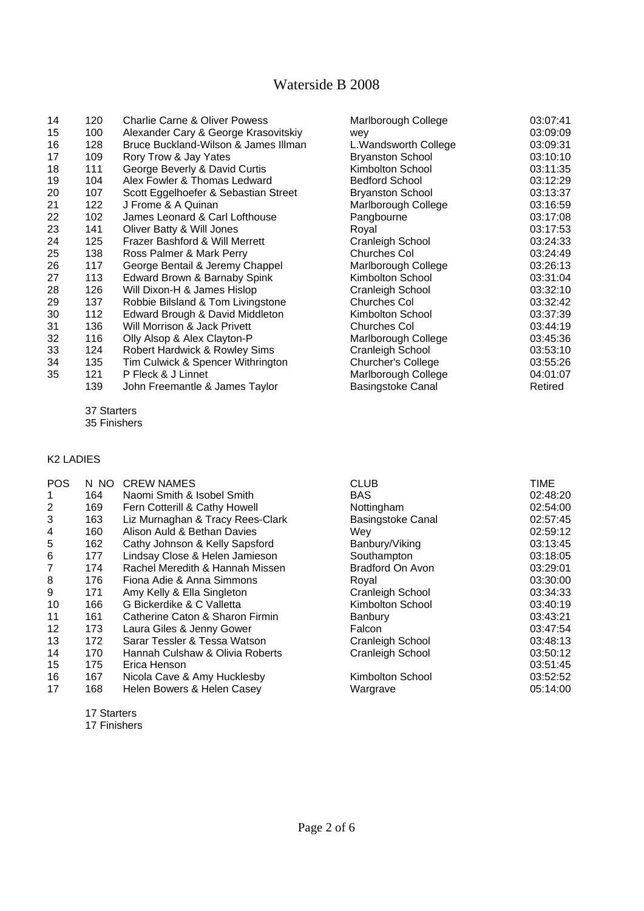# Waterside B 2008

| | | | | |
|---|---|---|---|---|
| 14 | 120 | Charlie Carne & Oliver Powess | Marlborough College | 03:07:41 |
| 15 | 100 | Alexander Cary & George Krasovitskiy | wey | 03:09:09 |
| 16 | 128 | Bruce Buckland-Wilson & James Illman | L.Wandsworth College | 03:09:31 |
| 17 | 109 | Rory Trow & Jay Yates | Bryanston School | 03:10:10 |
| 18 | 111 | George Beverly & David Curtis | Kimbolton School | 03:11:35 |
| 19 | 104 | Alex Fowler & Thomas Ledward | Bedford School | 03:12:29 |
| 20 | 107 | Scott Eggelhoefer & Sebastian Street | Bryanston School | 03:13:37 |
| 21 | 122 | J Frome & A Quinan | Marlborough College | 03:16:59 |
| 22 | 102 | James Leonard & Carl Lofthouse | Pangbourne | 03:17:08 |
| 23 | 141 | Oliver Batty & Will Jones | Royal | 03:17:53 |
| 24 | 125 | Frazer Bashford & Will Merrett | Cranleigh School | 03:24:33 |
| 25 | 138 | Ross Palmer & Mark Perry | Churches Col | 03:24:49 |
| 26 | 117 | George Bentail & Jeremy Chappel | Marlborough College | 03:26:13 |
| 27 | 113 | Edward Brown & Barnaby Spink | Kimbolton School | 03:31:04 |
| 28 | 126 | Will Dixon-H & James Hislop | Cranleigh School | 03:32:10 |
| 29 | 137 | Robbie Bilsland & Tom Livingstone | Churches Col | 03:32:42 |
| 30 | 112 | Edward Brough & David Middleton | Kimbolton School | 03:37:39 |
| 31 | 136 | Will Morrison & Jack Privett | Churches Col | 03:44:19 |
| 32 | 116 | Olly Alsop & Alex Clayton-P | Marlborough College | 03:45:36 |
| 33 | 124 | Robert Hardwick & Rowley Sims | Cranleigh School | 03:53:10 |
| 34 | 135 | Tim Culwick & Spencer Withrington | Churcher's College | 03:55:26 |
| 35 | 121 | P Fleck & J Linnet | Marlborough College | 04:01:07 |
| | 139 | John Freemantle & James Taylor | Basingstoke Canal | Retired |

37 Starters
35 Finishers

## K2 LADIES

| POS | N NO | CREW NAMES | CLUB | TIME |
|---|---|---|---|---|
| 1 | 164 | Naomi Smith & Isobel Smith | BAS | 02:48:20 |
| 2 | 169 | Fern Cotterill & Cathy Howell | Nottingham | 02:54:00 |
| 3 | 163 | Liz Murnaghan & Tracy Rees-Clark | Basingstoke Canal | 02:57:45 |
| 4 | 160 | Alison Auld & Bethan Davies | Wey | 02:59:12 |
| 5 | 162 | Cathy Johnson & Kelly Sapsford | Banbury/Viking | 03:13:45 |
| 6 | 177 | Lindsay Close & Helen Jamieson | Southampton | 03:18:05 |
| 7 | 174 | Rachel Meredith & Hannah Missen | Bradford On Avon | 03:29:01 |
| 8 | 176 | Fiona Adie & Anna Simmons | Royal | 03:30:00 |
| 9 | 171 | Amy Kelly & Ella Singleton | Cranleigh School | 03:34:33 |
| 10 | 166 | G Bickerdike & C Valletta | Kimbolton School | 03:40:19 |
| 11 | 161 | Catherine Caton & Sharon Firmin | Banbury | 03:43:21 |
| 12 | 173 | Laura Giles & Jenny Gower | Falcon | 03:47:54 |
| 13 | 172 | Sarar Tessler & Tessa Watson | Cranleigh School | 03:48:13 |
| 14 | 170 | Hannah Culshaw & Olivia Roberts | Cranleigh School | 03:50:12 |
| 15 | 175 | Erica Henson | | 03:51:45 |
| 16 | 167 | Nicola Cave & Amy Hucklesby | Kimbolton School | 03:52:52 |
| 17 | 168 | Helen Bowers & Helen Casey | Wargrave | 05:14:00 |

17 Starters
17 Finishers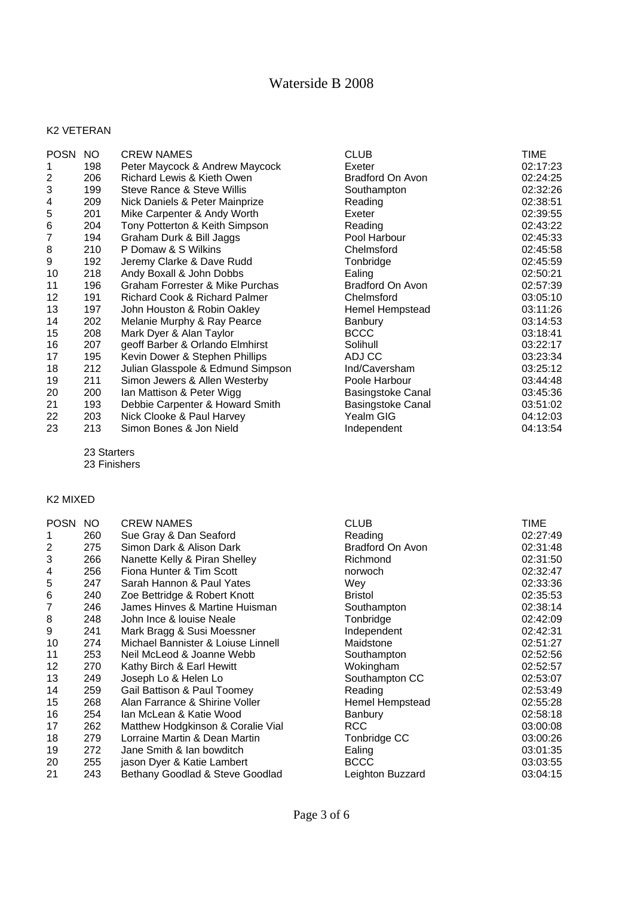# Waterside B 2008

## K2 VETERAN

| POSN | NO | CREW NAMES | CLUB | TIME |
|---|---|---|---|---|
| 1 | 198 | Peter Maycock & Andrew Maycock | Exeter | 02:17:23 |
| 2 | 206 | Richard Lewis & Kieth Owen | Bradford On Avon | 02:24:25 |
| 3 | 199 | Steve Rance & Steve Willis | Southampton | 02:32:26 |
| 4 | 209 | Nick Daniels & Peter Mainprize | Reading | 02:38:51 |
| 5 | 201 | Mike Carpenter & Andy Worth | Exeter | 02:39:55 |
| 6 | 204 | Tony Potterton & Keith Simpson | Reading | 02:43:22 |
| 7 | 194 | Graham Durk & Bill Jaggs | Pool Harbour | 02:45:33 |
| 8 | 210 | P Domaw & S Wilkins | Chelmsford | 02:45:58 |
| 9 | 192 | Jeremy Clarke & Dave Rudd | Tonbridge | 02:45:59 |
| 10 | 218 | Andy Boxall & John Dobbs | Ealing | 02:50:21 |
| 11 | 196 | Graham Forrester & Mike Purchas | Bradford On Avon | 02:57:39 |
| 12 | 191 | Richard Cook & Richard Palmer | Chelmsford | 03:05:10 |
| 13 | 197 | John Houston & Robin Oakley | Hemel Hempstead | 03:11:26 |
| 14 | 202 | Melanie Murphy & Ray Pearce | Banbury | 03:14:53 |
| 15 | 208 | Mark Dyer & Alan Taylor | BCCC | 03:18:41 |
| 16 | 207 | geoff Barber & Orlando Elmhirst | Solihull | 03:22:17 |
| 17 | 195 | Kevin Dower & Stephen Phillips | ADJ CC | 03:23:34 |
| 18 | 212 | Julian Glasspole & Edmund Simpson | Ind/Caversham | 03:25:12 |
| 19 | 211 | Simon Jewers & Allen Westerby | Poole Harbour | 03:44:48 |
| 20 | 200 | Ian Mattison & Peter Wigg | Basingstoke Canal | 03:45:36 |
| 21 | 193 | Debbie Carpenter & Howard Smith | Basingstoke Canal | 03:51:02 |
| 22 | 203 | Nick Clooke & Paul Harvey | Yealm GIG | 04:12:03 |
| 23 | 213 | Simon Bones & Jon Nield | Independent | 04:13:54 |

23 Starters
23 Finishers

## K2 MIXED

| POSN | NO | CREW NAMES | CLUB | TIME |
|---|---|---|---|---|
| 1 | 260 | Sue Gray & Dan Seaford | Reading | 02:27:49 |
| 2 | 275 | Simon Dark & Alison Dark | Bradford On Avon | 02:31:48 |
| 3 | 266 | Nanette Kelly & Piran Shelley | Richmond | 02:31:50 |
| 4 | 256 | Fiona Hunter & Tim Scott | norwoch | 02:32:47 |
| 5 | 247 | Sarah Hannon & Paul Yates | Wey | 02:33:36 |
| 6 | 240 | Zoe Bettridge & Robert Knott | Bristol | 02:35:53 |
| 7 | 246 | James Hinves & Martine Huisman | Southampton | 02:38:14 |
| 8 | 248 | John Ince & louise Neale | Tonbridge | 02:42:09 |
| 9 | 241 | Mark Bragg & Susi Moessner | Independent | 02:42:31 |
| 10 | 274 | Michael Bannister & Loiuse Linnell | Maidstone | 02:51:27 |
| 11 | 253 | Neil McLeod & Joanne Webb | Southampton | 02:52:56 |
| 12 | 270 | Kathy Birch & Earl Hewitt | Wokingham | 02:52:57 |
| 13 | 249 | Joseph Lo & Helen Lo | Southampton CC | 02:53:07 |
| 14 | 259 | Gail Battison & Paul Toomey | Reading | 02:53:49 |
| 15 | 268 | Alan Farrance & Shirine Voller | Hemel Hempstead | 02:55:28 |
| 16 | 254 | Ian McLean & Katie Wood | Banbury | 02:58:18 |
| 17 | 262 | Matthew Hodgkinson & Coralie Vial | RCC | 03:00:08 |
| 18 | 279 | Lorraine Martin & Dean Martin | Tonbridge CC | 03:00:26 |
| 19 | 272 | Jane Smith & Ian bowditch | Ealing | 03:01:35 |
| 20 | 255 | jason Dyer & Katie Lambert | BCCC | 03:03:55 |
| 21 | 243 | Bethany Goodlad & Steve Goodlad | Leighton Buzzard | 03:04:15 |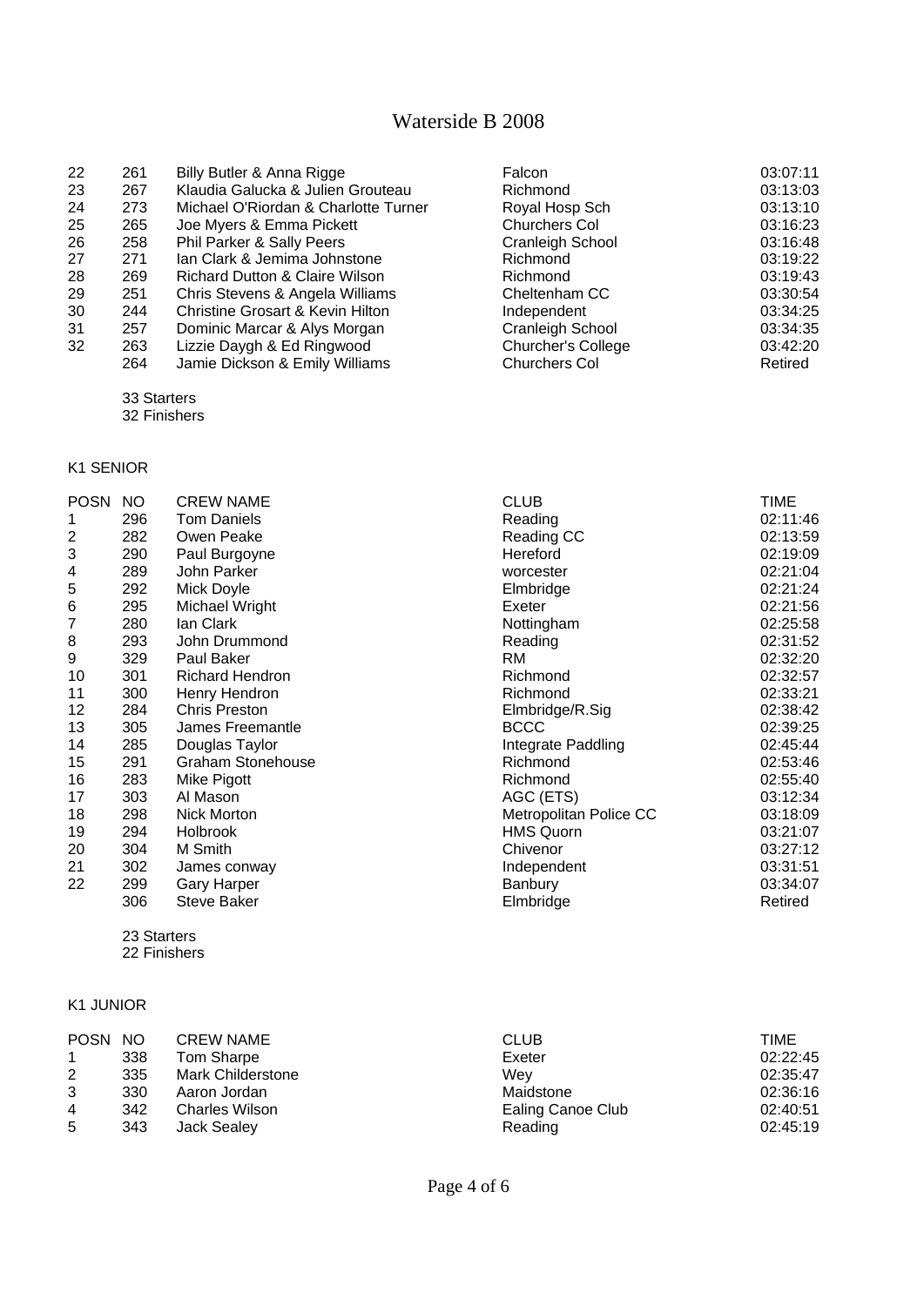# Waterside B 2008

| | | | | |
|---|---|---|---|---|
| 22 | 261 | Billy Butler & Anna Rigge | Falcon | 03:07:11 |
| 23 | 267 | Klaudia Galucka & Julien Grouteau | Richmond | 03:13:03 |
| 24 | 273 | Michael O'Riordan & Charlotte Turner | Royal Hosp Sch | 03:13:10 |
| 25 | 265 | Joe Myers & Emma Pickett | Churchers Col | 03:16:23 |
| 26 | 258 | Phil Parker & Sally Peers | Cranleigh School | 03:16:48 |
| 27 | 271 | Ian Clark & Jemima Johnstone | Richmond | 03:19:22 |
| 28 | 269 | Richard Dutton & Claire Wilson | Richmond | 03:19:43 |
| 29 | 251 | Chris Stevens & Angela Williams | Cheltenham CC | 03:30:54 |
| 30 | 244 | Christine Grosart & Kevin Hilton | Independent | 03:34:25 |
| 31 | 257 | Dominic Marcar & Alys Morgan | Cranleigh School | 03:34:35 |
| 32 | 263 | Lizzie Daygh & Ed Ringwood | Churcher's College | 03:42:20 |
| | 264 | Jamie Dickson & Emily Williams | Churchers Col | Retired |

33 Starters
32 Finishers

K1 SENIOR

| POSN | NO | CREW NAME | CLUB | TIME |
|---|---|---|---|---|
| 1 | 296 | Tom Daniels | Reading | 02:11:46 |
| 2 | 282 | Owen Peake | Reading CC | 02:13:59 |
| 3 | 290 | Paul Burgoyne | Hereford | 02:19:09 |
| 4 | 289 | John Parker | worcester | 02:21:04 |
| 5 | 292 | Mick Doyle | Elmbridge | 02:21:24 |
| 6 | 295 | Michael Wright | Exeter | 02:21:56 |
| 7 | 280 | Ian Clark | Nottingham | 02:25:58 |
| 8 | 293 | John Drummond | Reading | 02:31:52 |
| 9 | 329 | Paul Baker | RM | 02:32:20 |
| 10 | 301 | Richard Hendron | Richmond | 02:32:57 |
| 11 | 300 | Henry Hendron | Richmond | 02:33:21 |
| 12 | 284 | Chris Preston | Elmbridge/R.Sig | 02:38:42 |
| 13 | 305 | James Freemantle | BCCC | 02:39:25 |
| 14 | 285 | Douglas Taylor | Integrate Paddling | 02:45:44 |
| 15 | 291 | Graham Stonehouse | Richmond | 02:53:46 |
| 16 | 283 | Mike Pigott | Richmond | 02:55:40 |
| 17 | 303 | Al Mason | AGC (ETS) | 03:12:34 |
| 18 | 298 | Nick Morton | Metropolitan Police CC | 03:18:09 |
| 19 | 294 | Holbrook | HMS Quorn | 03:21:07 |
| 20 | 304 | M Smith | Chivenor | 03:27:12 |
| 21 | 302 | James conway | Independent | 03:31:51 |
| 22 | 299 | Gary Harper | Banbury | 03:34:07 |
| | 306 | Steve Baker | Elmbridge | Retired |

23 Starters
22 Finishers

K1 JUNIOR

| POSN | NO | CREW NAME | CLUB | TIME |
|---|---|---|---|---|
| 1 | 338 | Tom Sharpe | Exeter | 02:22:45 |
| 2 | 335 | Mark Childerstone | Wey | 02:35:47 |
| 3 | 330 | Aaron Jordan | Maidstone | 02:36:16 |
| 4 | 342 | Charles Wilson | Ealing Canoe Club | 02:40:51 |
| 5 | 343 | Jack Sealey | Reading | 02:45:19 |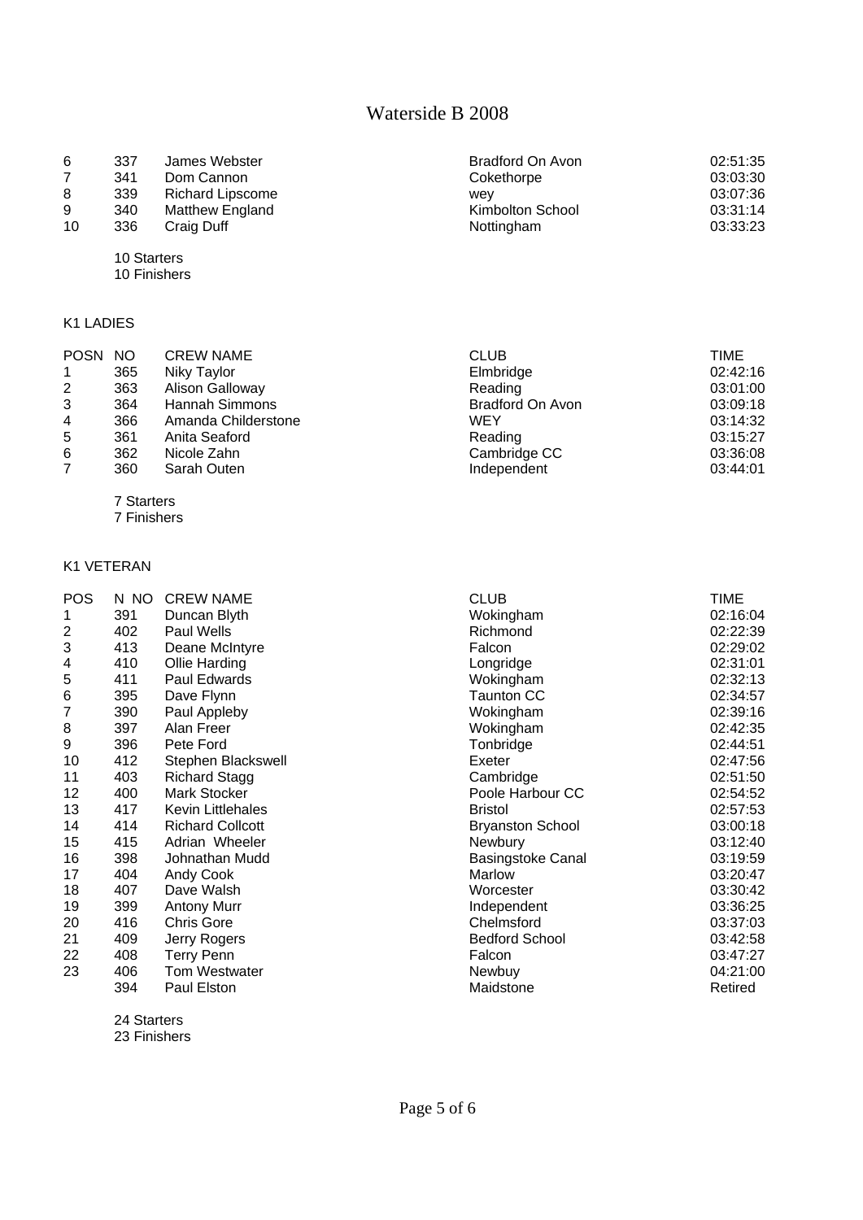# Waterside B 2008

| | | | | |
|---|---|---|---|---|
| 6 | 337 | James Webster | Bradford On Avon | 02:51:35 |
| 7 | 341 | Dom Cannon | Cokethorpe | 03:03:30 |
| 8 | 339 | Richard Lipscome | wey | 03:07:36 |
| 9 | 340 | Matthew England | Kimbolton School | 03:31:14 |
| 10 | 336 | Craig Duff | Nottingham | 03:33:23 |

10 Starters
10 Finishers

## K1 LADIES

| POSN | NO | CREW NAME | CLUB | TIME |
|---|---|---|---|---|
| 1 | 365 | Niky Taylor | Elmbridge | 02:42:16 |
| 2 | 363 | Alison Galloway | Reading | 03:01:00 |
| 3 | 364 | Hannah Simmons | Bradford On Avon | 03:09:18 |
| 4 | 366 | Amanda Childerstone | WEY | 03:14:32 |
| 5 | 361 | Anita Seaford | Reading | 03:15:27 |
| 6 | 362 | Nicole Zahn | Cambridge CC | 03:36:08 |
| 7 | 360 | Sarah Outen | Independent | 03:44:01 |

7 Starters
7 Finishers

## K1 VETERAN

| POS | N NO | CREW NAME | CLUB | TIME |
|---|---|---|---|---|
| 1 | 391 | Duncan Blyth | Wokingham | 02:16:04 |
| 2 | 402 | Paul Wells | Richmond | 02:22:39 |
| 3 | 413 | Deane McIntyre | Falcon | 02:29:02 |
| 4 | 410 | Ollie Harding | Longridge | 02:31:01 |
| 5 | 411 | Paul Edwards | Wokingham | 02:32:13 |
| 6 | 395 | Dave Flynn | Taunton CC | 02:34:57 |
| 7 | 390 | Paul Appleby | Wokingham | 02:39:16 |
| 8 | 397 | Alan Freer | Wokingham | 02:42:35 |
| 9 | 396 | Pete Ford | Tonbridge | 02:44:51 |
| 10 | 412 | Stephen Blackswell | Exeter | 02:47:56 |
| 11 | 403 | Richard Stagg | Cambridge | 02:51:50 |
| 12 | 400 | Mark Stocker | Poole Harbour CC | 02:54:52 |
| 13 | 417 | Kevin Littlehales | Bristol | 02:57:53 |
| 14 | 414 | Richard Collcott | Bryanston School | 03:00:18 |
| 15 | 415 | Adrian Wheeler | Newbury | 03:12:40 |
| 16 | 398 | Johnathan Mudd | Basingstoke Canal | 03:19:59 |
| 17 | 404 | Andy Cook | Marlow | 03:20:47 |
| 18 | 407 | Dave Walsh | Worcester | 03:30:42 |
| 19 | 399 | Antony Murr | Independent | 03:36:25 |
| 20 | 416 | Chris Gore | Chelmsford | 03:37:03 |
| 21 | 409 | Jerry Rogers | Bedford School | 03:42:58 |
| 22 | 408 | Terry Penn | Falcon | 03:47:27 |
| 23 | 406 | Tom Westwater | Newbuy | 04:21:00 |
| | 394 | Paul Elston | Maidstone | Retired |

24 Starters
23 Finishers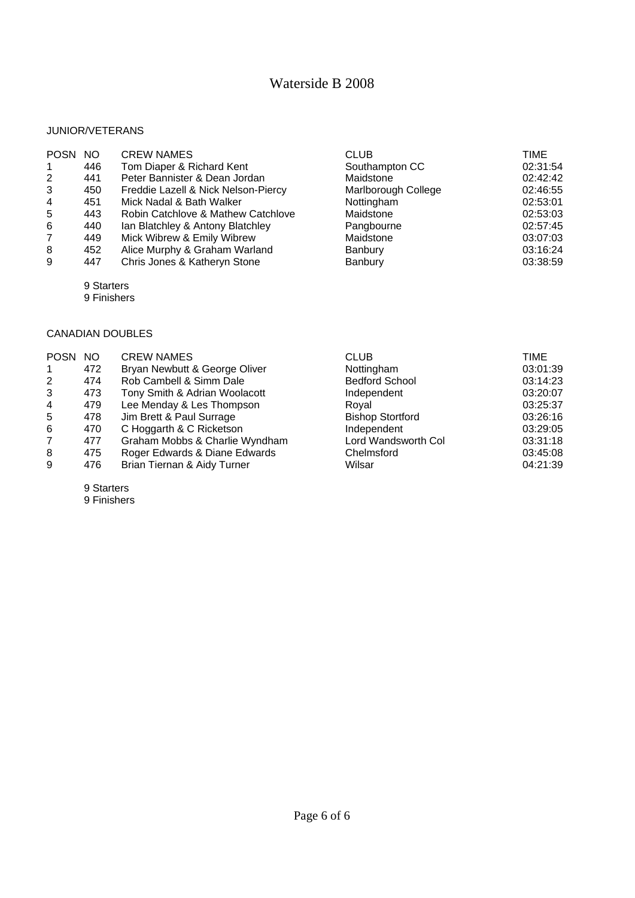# Waterside B 2008

## JUNIOR/VETERANS

| POSN | NO | CREW NAMES | CLUB | TIME |
|---|---|---|---|---|
| 1 | 446 | Tom Diaper & Richard Kent | Southampton CC | 02:31:54 |
| 2 | 441 | Peter Bannister & Dean Jordan | Maidstone | 02:42:42 |
| 3 | 450 | Freddie Lazell & Nick Nelson-Piercy | Marlborough College | 02:46:55 |
| 4 | 451 | Mick Nadal & Bath Walker | Nottingham | 02:53:01 |
| 5 | 443 | Robin Catchlove & Mathew Catchlove | Maidstone | 02:53:03 |
| 6 | 440 | Ian Blatchley & Antony Blatchley | Pangbourne | 02:57:45 |
| 7 | 449 | Mick Wibrew & Emily Wibrew | Maidstone | 03:07:03 |
| 8 | 452 | Alice Murphy & Graham Warland | Banbury | 03:16:24 |
| 9 | 447 | Chris Jones & Katheryn Stone | Banbury | 03:38:59 |

9 Starters
9 Finishers

## CANADIAN DOUBLES

| POSN | NO | CREW NAMES | CLUB | TIME |
|---|---|---|---|---|
| 1 | 472 | Bryan Newbutt & George Oliver | Nottingham | 03:01:39 |
| 2 | 474 | Rob Cambell & Simm Dale | Bedford School | 03:14:23 |
| 3 | 473 | Tony Smith & Adrian Woolacott | Independent | 03:20:07 |
| 4 | 479 | Lee Menday & Les Thompson | Royal | 03:25:37 |
| 5 | 478 | Jim Brett & Paul Surrage | Bishop Stortford | 03:26:16 |
| 6 | 470 | C Hoggarth & C Ricketson | Independent | 03:29:05 |
| 7 | 477 | Graham Mobbs & Charlie Wyndham | Lord Wandsworth Col | 03:31:18 |
| 8 | 475 | Roger Edwards & Diane Edwards | Chelmsford | 03:45:08 |
| 9 | 476 | Brian Tiernan & Aidy Turner | Wilsar | 04:21:39 |

9 Starters
9 Finishers